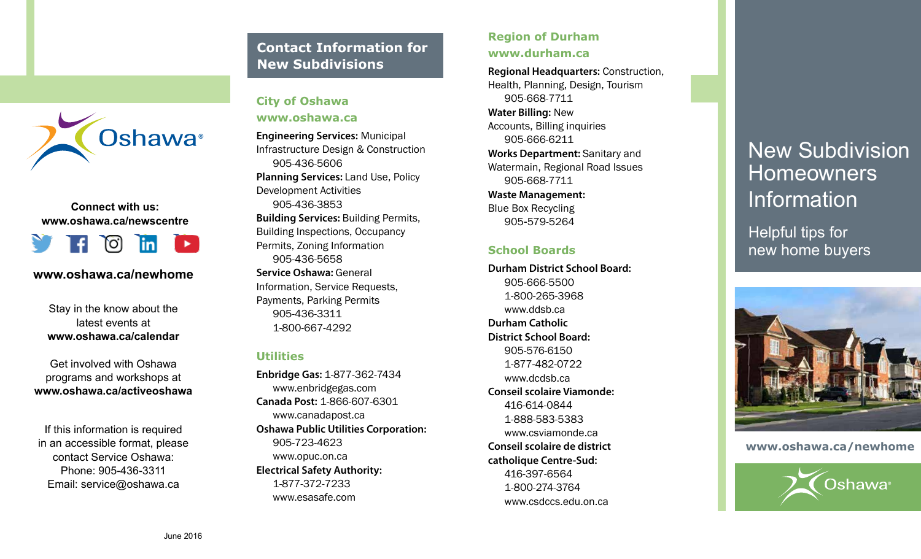Connect with us:
**www.oshawa.ca/newscentre**

**www.oshawa.ca/newhome**

Stay in the know about the latest events at **www.oshawa.ca/calendar**

Get involved with Oshawa programs and workshops at **www.oshawa.ca/activeoshawa**

If this information is required in an accessible format, please contact Service Oshawa:
Phone: 905-436-3311
Email: service@oshawa.ca

June 2016

## Contact Information for New Subdivisions

### City of Oshawa
### www.oshawa.ca

**Engineering Services:** Municipal Infrastructure Design & Construction
905-436-5606

**Planning Services:** Land Use, Policy Development Activities
905-436-3853

**Building Services:** Building Permits, Building Inspections, Occupancy Permits, Zoning Information
905-436-5658

**Service Oshawa:** General Information, Service Requests, Payments, Parking Permits
905-436-3311
1-800-667-4292

### Utilities

**Enbridge Gas:** 1-877-362-7434
www.enbridgegas.com

**Canada Post:** 1-866-607-6301
www.canadapost.ca

**Oshawa Public Utilities Corporation:**
905-723-4623
www.opuc.on.ca

**Electrical Safety Authority:**
1-877-372-7233
www.esasafe.com

### Region of Durham
### www.durham.ca

**Regional Headquarters:** Construction, Health, Planning, Design, Tourism
905-668-7711

**Water Billing:** New Accounts, Billing inquiries
905-666-6211

**Works Department:** Sanitary and Watermain, Regional Road Issues
905-668-7711

**Waste Management:** Blue Box Recycling
905-579-5264

### School Boards

**Durham District School Board:**
905-666-5500
1-800-265-3968
www.ddsb.ca

**Durham Catholic District School Board:**
905-576-6150
1-877-482-0722
www.dcdsb.ca

**Conseil scolaire Viamonde:**
416-614-0844
1-888-583-5383
www.csviamonde.ca

**Conseil scolaire de district catholique Centre-Sud:**
416-397-6564
1-800-274-3764
www.csdccs.edu.on.ca

# New Subdivision Homeowners Information

## Helpful tips for new home buyers

**www.oshawa.ca/newhome**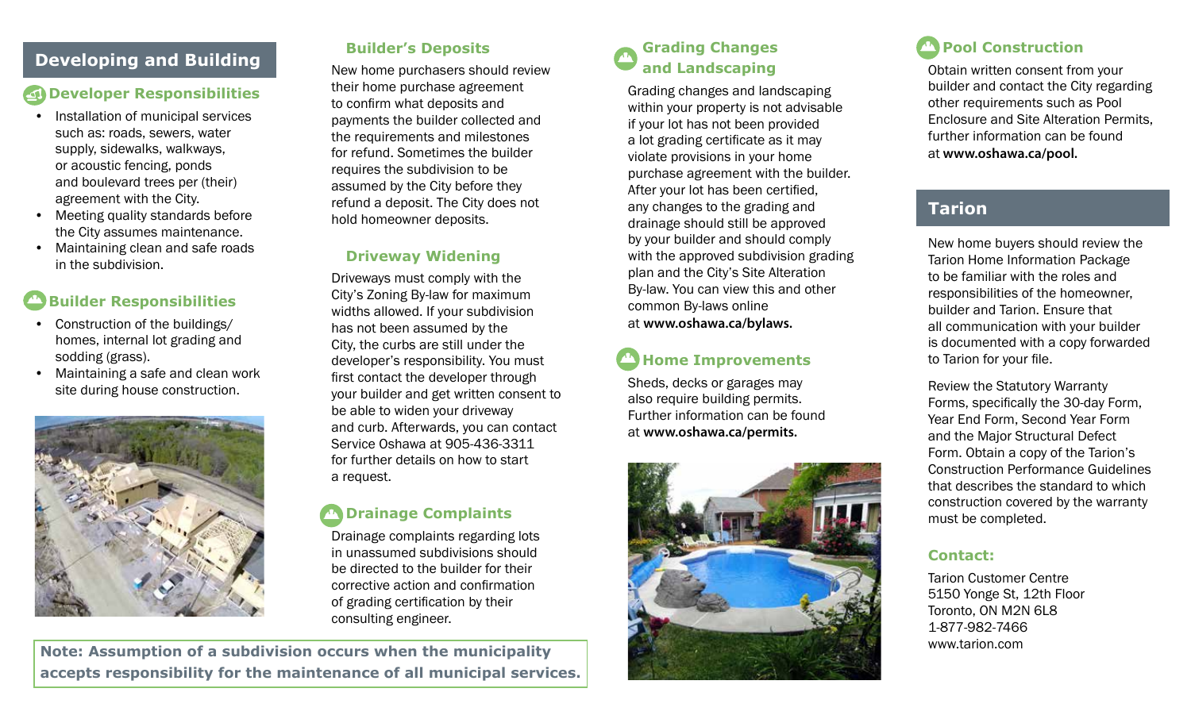## Developing and Building

### Developer Responsibilities

- Installation of municipal services such as: roads, sewers, water supply, sidewalks, walkways, or acoustic fencing, ponds and boulevard trees per (their) agreement with the City.
- Meeting quality standards before the City assumes maintenance.
- Maintaining clean and safe roads in the subdivision.

### Builder Responsibilities

- Construction of the buildings/ homes, internal lot grading and sodding (grass).
- Maintaining a safe and clean work site during house construction.

### Builder's Deposits

New home purchasers should review their home purchase agreement to confirm what deposits and payments the builder collected and the requirements and milestones for refund. Sometimes the builder requires the subdivision to be assumed by the City before they refund a deposit. The City does not hold homeowner deposits.

### Driveway Widening

Driveways must comply with the City's Zoning By-law for maximum widths allowed. If your subdivision has not been assumed by the City, the curbs are still under the developer's responsibility. You must first contact the developer through your builder and get written consent to be able to widen your driveway and curb. Afterwards, you can contact Service Oshawa at 905-436-3311 for further details on how to start a request.

### Drainage Complaints

Drainage complaints regarding lots in unassumed subdivisions should be directed to the builder for their corrective action and confirmation of grading certification by their consulting engineer.

**Note: Assumption of a subdivision occurs when the municipality accepts responsibility for the maintenance of all municipal services.**

### Grading Changes and Landscaping

Grading changes and landscaping within your property is not advisable if your lot has not been provided a lot grading certificate as it may violate provisions in your home purchase agreement with the builder. After your lot has been certified, any changes to the grading and drainage should still be approved by your builder and should comply with the approved subdivision grading plan and the City's Site Alteration By-law. You can view this and other common By-laws online at **www.oshawa.ca/bylaws.**

### Home Improvements

Sheds, decks or garages may also require building permits. Further information can be found at **www.oshawa.ca/permits.**

### Pool Construction

Obtain written consent from your builder and contact the City regarding other requirements such as Pool Enclosure and Site Alteration Permits, further information can be found at **www.oshawa.ca/pool.**

## Tarion

New home buyers should review the Tarion Home Information Package to be familiar with the roles and responsibilities of the homeowner, builder and Tarion. Ensure that all communication with your builder is documented with a copy forwarded to Tarion for your file.

Review the Statutory Warranty Forms, specifically the 30-day Form, Year End Form, Second Year Form and the Major Structural Defect Form. Obtain a copy of the Tarion's Construction Performance Guidelines that describes the standard to which construction covered by the warranty must be completed.

### Contact:

Tarion Customer Centre
5150 Yonge St, 12th Floor
Toronto, ON M2N 6L8
1-877-982-7466
www.tarion.com